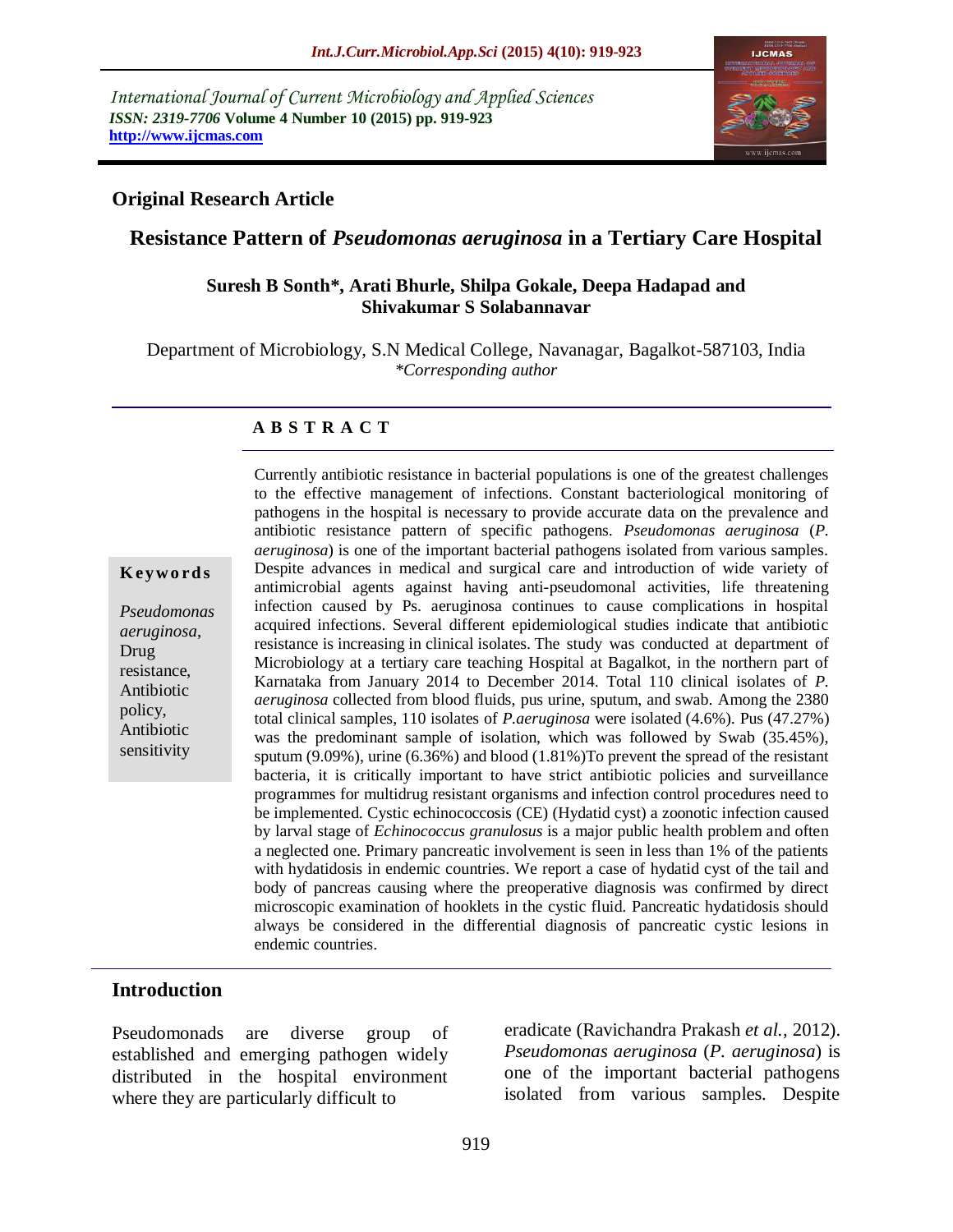International Journal of Current Microbiology and Applied Sciences
*ISSN: 2319-7706* **Volume 4 Number 10 (2015) pp. 919-923**
**http://www.ijcmas.com**

## Original Research Article

# Resistance Pattern of *Pseudomonas aeruginosa* in a Tertiary Care Hospital

**Suresh B Sonth\*, Arati Bhurle, Shilpa Gokale, Deepa Hadapad and Shivakumar S Solabannavar**

Department of Microbiology, S.N Medical College, Navanagar, Bagalkot-587103, India
*\*Corresponding author*

### A B S T R A C T

**Keywords**

*Pseudomonas aeruginosa*, Drug resistance, Antibiotic policy, Antibiotic sensitivity

Currently antibiotic resistance in bacterial populations is one of the greatest challenges to the effective management of infections. Constant bacteriological monitoring of pathogens in the hospital is necessary to provide accurate data on the prevalence and antibiotic resistance pattern of specific pathogens. *Pseudomonas aeruginosa* (*P. aeruginosa*) is one of the important bacterial pathogens isolated from various samples. Despite advances in medical and surgical care and introduction of wide variety of antimicrobial agents against having anti-pseudomonal activities, life threatening infection caused by Ps. aeruginosa continues to cause complications in hospital acquired infections. Several different epidemiological studies indicate that antibiotic resistance is increasing in clinical isolates. The study was conducted at department of Microbiology at a tertiary care teaching Hospital at Bagalkot, in the northern part of Karnataka from January 2014 to December 2014. Total 110 clinical isolates of *P. aeruginosa* collected from blood fluids, pus urine, sputum, and swab. Among the 2380 total clinical samples, 110 isolates of *P.aeruginosa* were isolated (4.6%). Pus (47.27%) was the predominant sample of isolation, which was followed by Swab (35.45%), sputum (9.09%), urine (6.36%) and blood (1.81%)To prevent the spread of the resistant bacteria, it is critically important to have strict antibiotic policies and surveillance programmes for multidrug resistant organisms and infection control procedures need to be implemented. Cystic echinococcosis (CE) (Hydatid cyst) a zoonotic infection caused by larval stage of *Echinococcus granulosus* is a major public health problem and often a neglected one. Primary pancreatic involvement is seen in less than 1% of the patients with hydatidosis in endemic countries. We report a case of hydatid cyst of the tail and body of pancreas causing where the preoperative diagnosis was confirmed by direct microscopic examination of hooklets in the cystic fluid. Pancreatic hydatidosis should always be considered in the differential diagnosis of pancreatic cystic lesions in endemic countries.

## Introduction

Pseudomonads are diverse group of established and emerging pathogen widely distributed in the hospital environment where they are particularly difficult to eradicate (Ravichandra Prakash *et al.,* 2012). *Pseudomonas aeruginosa* (*P. aeruginosa*) is one of the important bacterial pathogens isolated from various samples. Despite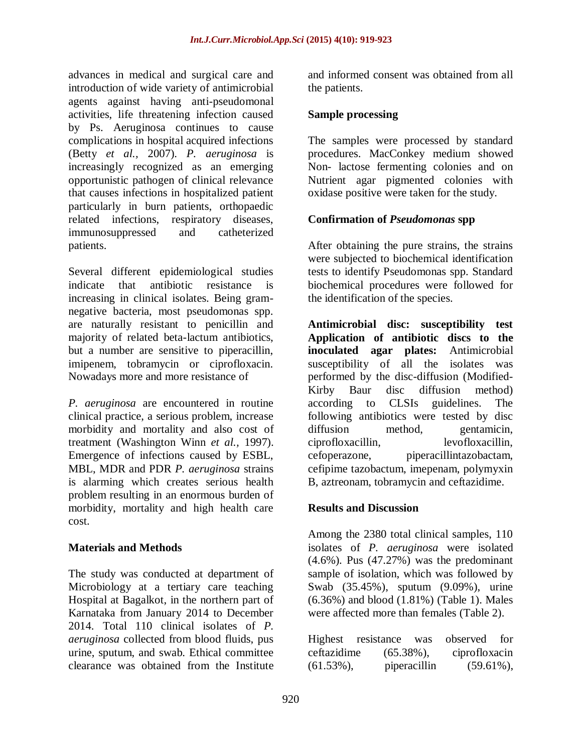advances in medical and surgical care and introduction of wide variety of antimicrobial agents against having anti-pseudomonal activities, life threatening infection caused by Ps. Aeruginosa continues to cause complications in hospital acquired infections (Betty *et al.*, 2007). *P. aeruginosa* is increasingly recognized as an emerging opportunistic pathogen of clinical relevance that causes infections in hospitalized patient particularly in burn patients, orthopaedic related infections, respiratory diseases, immunosuppressed and catheterized patients.

Several different epidemiological studies indicate that antibiotic resistance is increasing in clinical isolates. Being gram-negative bacteria, most pseudomonas spp. are naturally resistant to penicillin and majority of related beta-lactum antibiotics, but a number are sensitive to piperacillin, imipenem, tobramycin or ciprofloxacin. Nowadays more and more resistance of *P. aeruginosa* are encountered in routine clinical practice, a serious problem, increase morbidity and mortality and also cost of treatment (Washington Winn *et al.*, 1997). Emergence of infections caused by ESBL, MBL, MDR and PDR *P. aeruginosa* strains is alarming which creates serious health problem resulting in an enormous burden of morbidity, mortality and high health care cost.

## Materials and Methods

The study was conducted at department of Microbiology at a tertiary care teaching Hospital at Bagalkot, in the northern part of Karnataka from January 2014 to December 2014. Total 110 clinical isolates of *P. aeruginosa* collected from blood fluids, pus urine, sputum, and swab. Ethical committee clearance was obtained from the Institute and informed consent was obtained from all the patients.

### Sample processing

The samples were processed by standard procedures. MacConkey medium showed Non- lactose fermenting colonies and on Nutrient agar pigmented colonies with oxidase positive were taken for the study.

### Confirmation of *Pseudomonas* spp

After obtaining the pure strains, the strains were subjected to biochemical identification tests to identify Pseudomonas spp. Standard biochemical procedures were followed for the identification of the species.

**Antimicrobial disc: susceptibility test Application of antibiotic discs to the inoculated agar plates:** Antimicrobial susceptibility of all the isolates was performed by the disc-diffusion (Modified-Kirby Baur disc diffusion method) according to CLSIs guidelines. The following antibiotics were tested by disc diffusion method, gentamicin, ciprofloxacillin, levofloxacillin, cefoperazone, piperacillintazobactam, cefipime tazobactum, imepenam, polymyxin B, aztreonam, tobramycin and ceftazidime.

## Results and Discussion

Among the 2380 total clinical samples, 110 isolates of *P. aeruginosa* were isolated (4.6%). Pus (47.27%) was the predominant sample of isolation, which was followed by Swab (35.45%), sputum (9.09%), urine (6.36%) and blood (1.81%) (Table 1). Males were affected more than females (Table 2).

Highest resistance was observed for ceftazidime (65.38%), ciprofloxacin (61.53%), piperacillin (59.61%),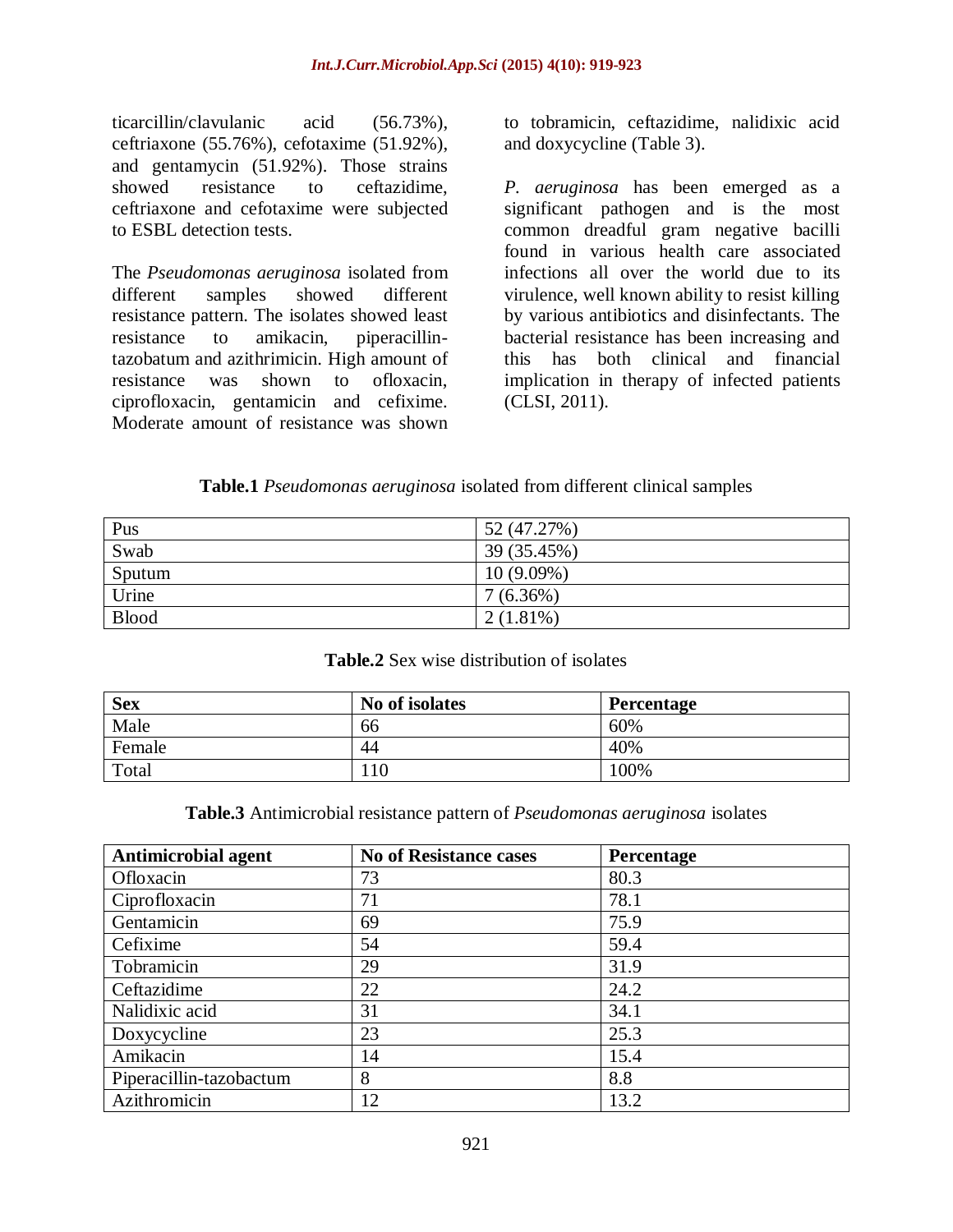ticarcillin/clavulanic acid (56.73%), ceftriaxone (55.76%), cefotaxime (51.92%), and gentamycin (51.92%). Those strains showed resistance to ceftazidime, ceftriaxone and cefotaxime were subjected to ESBL detection tests.

The *Pseudomonas aeruginosa* isolated from different samples showed different resistance pattern. The isolates showed least resistance to amikacin, piperacillin-tazobatum and azithrimicin. High amount of resistance was shown to ofloxacin, ciprofloxacin, gentamicin and cefixime. Moderate amount of resistance was shown to tobramicin, ceftazidime, nalidixic acid and doxycycline (Table 3).

*P. aeruginosa* has been emerged as a significant pathogen and is the most common dreadful gram negative bacilli found in various health care associated infections all over the world due to its virulence, well known ability to resist killing by various antibiotics and disinfectants. The bacterial resistance has been increasing and this has both clinical and financial implication in therapy of infected patients (CLSI, 2011).

**Table.1** *Pseudomonas aeruginosa* isolated from different clinical samples

| | |
|---|---|
| Pus | 52 (47.27%) |
| Swab | 39 (35.45%) |
| Sputum | 10 (9.09%) |
| Urine | 7 (6.36%) |
| Blood | 2 (1.81%) |

**Table.2** Sex wise distribution of isolates

| Sex | No of isolates | Percentage |
|---|---|---|
| Male | 66 | 60% |
| Female | 44 | 40% |
| Total | 110 | 100% |

**Table.3** Antimicrobial resistance pattern of *Pseudomonas aeruginosa* isolates

| Antimicrobial agent | No of Resistance cases | Percentage |
|---|---|---|
| Ofloxacin | 73 | 80.3 |
| Ciprofloxacin | 71 | 78.1 |
| Gentamicin | 69 | 75.9 |
| Cefixime | 54 | 59.4 |
| Tobramicin | 29 | 31.9 |
| Ceftazidime | 22 | 24.2 |
| Nalidixic acid | 31 | 34.1 |
| Doxycycline | 23 | 25.3 |
| Amikacin | 14 | 15.4 |
| Piperacillin-tazobactum | 8 | 8.8 |
| Azithromicin | 12 | 13.2 |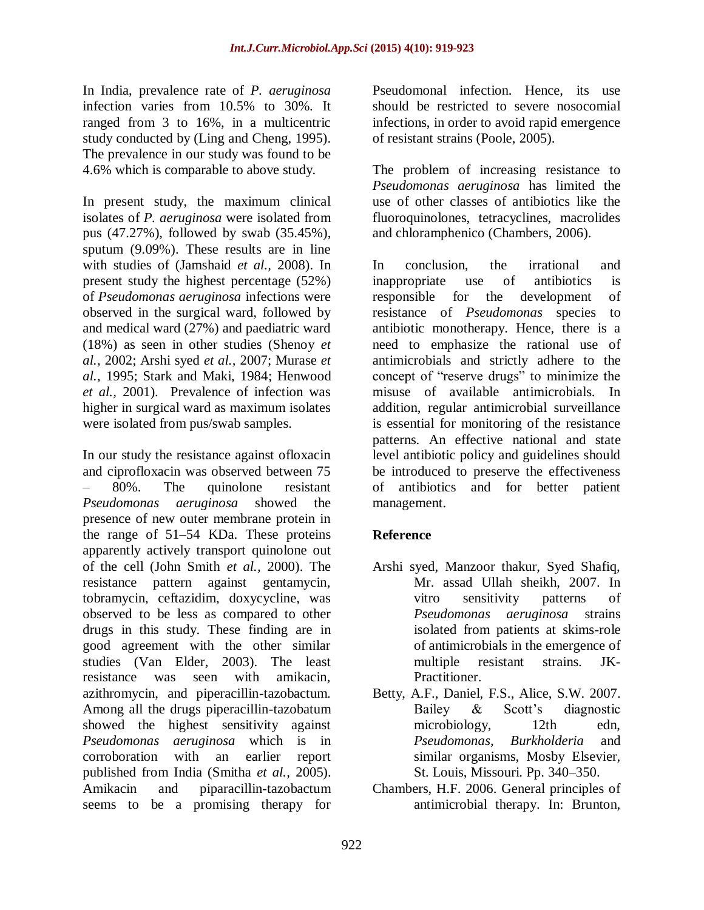In India, prevalence rate of *P. aeruginosa* infection varies from 10.5% to 30%. It ranged from 3 to 16%, in a multicentric study conducted by (Ling and Cheng, 1995). The prevalence in our study was found to be 4.6% which is comparable to above study.

In present study, the maximum clinical isolates of *P. aeruginosa* were isolated from pus (47.27%), followed by swab (35.45%), sputum (9.09%). These results are in line with studies of (Jamshaid *et al.*, 2008). In present study the highest percentage (52%) of *Pseudomonas aeruginosa* infections were observed in the surgical ward, followed by and medical ward (27%) and paediatric ward (18%) as seen in other studies (Shenoy *et al.*, 2002; Arshi syed *et al.*, 2007; Murase *et al.*, 1995; Stark and Maki, 1984; Henwood *et al.*, 2001). Prevalence of infection was higher in surgical ward as maximum isolates were isolated from pus/swab samples.

In our study the resistance against ofloxacin and ciprofloxacin was observed between 75 – 80%. The quinolone resistant *Pseudomonas aeruginosa* showed the presence of new outer membrane protein in the range of 51–54 KDa. These proteins apparently actively transport quinolone out of the cell (John Smith *et al.*, 2000). The resistance pattern against gentamycin, tobramycin, ceftazidim, doxycycline, was observed to be less as compared to other drugs in this study. These finding are in good agreement with the other similar studies (Van Elder, 2003). The least resistance was seen with amikacin, azithromycin, and piperacillin-tazobactum. Among all the drugs piperacillin-tazobatum showed the highest sensitivity against *Pseudomonas aeruginosa* which is in corroboration with an earlier report published from India (Smitha *et al.*, 2005). Amikacin and piparacillin-tazobactum seems to be a promising therapy for Pseudomonal infection. Hence, its use should be restricted to severe nosocomial infections, in order to avoid rapid emergence of resistant strains (Poole, 2005).

The problem of increasing resistance to *Pseudomonas aeruginosa* has limited the use of other classes of antibiotics like the fluoroquinolones, tetracyclines, macrolides and chloramphenico (Chambers, 2006).

In conclusion, the irrational and inappropriate use of antibiotics is responsible for the development of resistance of *Pseudomonas* species to antibiotic monotherapy. Hence, there is a need to emphasize the rational use of antimicrobials and strictly adhere to the concept of "reserve drugs" to minimize the misuse of available antimicrobials. In addition, regular antimicrobial surveillance is essential for monitoring of the resistance patterns. An effective national and state level antibiotic policy and guidelines should be introduced to preserve the effectiveness of antibiotics and for better patient management.

## Reference

- Arshi syed, Manzoor thakur, Syed Shafiq, Mr. assad Ullah sheikh, 2007. In vitro sensitivity patterns of *Pseudomonas aeruginosa* strains isolated from patients at skims-role of antimicrobials in the emergence of multiple resistant strains. JK-Practitioner.
- Betty, A.F., Daniel, F.S., Alice, S.W. 2007. Bailey & Scott's diagnostic microbiology, 12th edn, *Pseudomonas*, *Burkholderia* and similar organisms, Mosby Elsevier, St. Louis, Missouri. Pp. 340–350.
- Chambers, H.F. 2006. General principles of antimicrobial therapy. In: Brunton,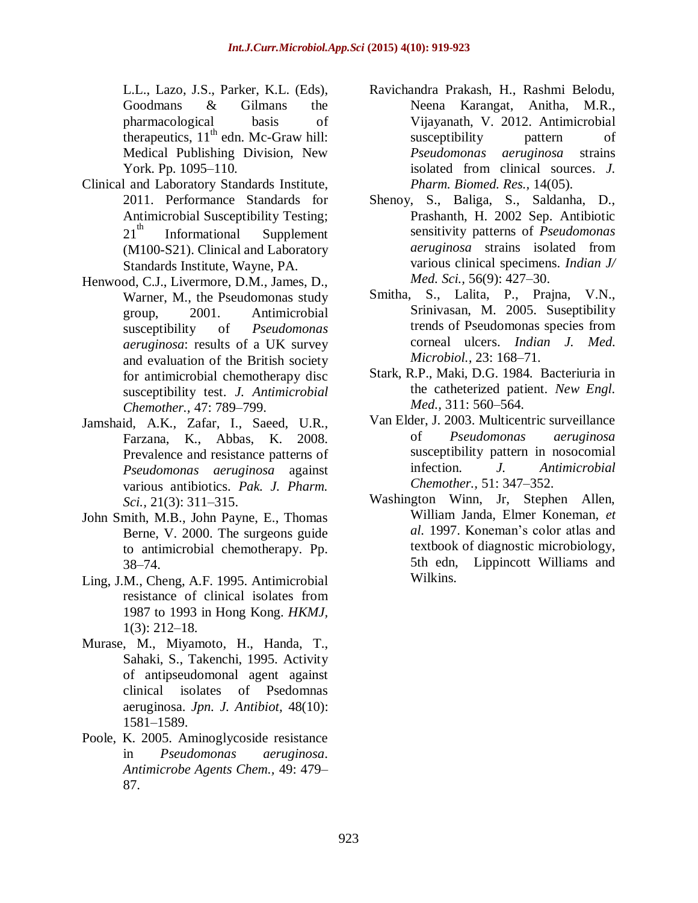L.L., Lazo, J.S., Parker, K.L. (Eds), Goodmans & Gilmans the pharmacological basis of therapeutics, 11th edn. Mc-Graw hill: Medical Publishing Division, New York. Pp. 1095–110.

Clinical and Laboratory Standards Institute, 2011. Performance Standards for Antimicrobial Susceptibility Testing; 21th Informational Supplement (M100-S21). Clinical and Laboratory Standards Institute, Wayne, PA.

Henwood, C.J., Livermore, D.M., James, D., Warner, M., the Pseudomonas study group, 2001. Antimicrobial susceptibility of *Pseudomonas aeruginosa*: results of a UK survey and evaluation of the British society for antimicrobial chemotherapy disc susceptibility test. *J. Antimicrobial Chemother.,* 47: 789–799.

Jamshaid, A.K., Zafar, I., Saeed, U.R., Farzana, K., Abbas, K. 2008. Prevalence and resistance patterns of *Pseudomonas aeruginosa* against various antibiotics. *Pak. J. Pharm. Sci.,* 21(3): 311–315.

John Smith, M.B., John Payne, E., Thomas Berne, V. 2000. The surgeons guide to antimicrobial chemotherapy. Pp. 38–74.

Ling, J.M., Cheng, A.F. 1995. Antimicrobial resistance of clinical isolates from 1987 to 1993 in Hong Kong. *HKMJ,* 1(3): 212–18.

Murase, M., Miyamoto, H., Handa, T., Sahaki, S., Takenchi, 1995. Activity of antipseudomonal agent against clinical isolates of Psedomnas aeruginosa. *Jpn. J. Antibiot,* 48(10): 1581–1589.

Poole, K. 2005. Aminoglycoside resistance in *Pseudomonas aeruginosa*. *Antimicrobe Agents Chem.,* 49: 479–87.

Ravichandra Prakash, H., Rashmi Belodu, Neena Karangat, Anitha, M.R., Vijayanath, V. 2012. Antimicrobial susceptibility pattern of *Pseudomonas aeruginosa* strains isolated from clinical sources. *J. Pharm. Biomed. Res.,* 14(05).

Shenoy, S., Baliga, S., Saldanha, D., Prashanth, H. 2002 Sep. Antibiotic sensitivity patterns of *Pseudomonas aeruginosa* strains isolated from various clinical specimens. *Indian J/ Med. Sci.,* 56(9): 427–30.

Smitha, S., Lalita, P., Prajna, V.N., Srinivasan, M. 2005. Suseptibility trends of Pseudomonas species from corneal ulcers. *Indian J. Med. Microbiol.,* 23: 168–71.

Stark, R.P., Maki, D.G. 1984. Bacteriuria in the catheterized patient. *New Engl. Med.,* 311: 560–564.

Van Elder, J. 2003. Multicentric surveillance of *Pseudomonas aeruginosa* susceptibility pattern in nosocomial infection. *J. Antimicrobial Chemother.,* 51: 347–352.

Washington Winn, Jr, Stephen Allen, William Janda, Elmer Koneman, *et al.* 1997. Koneman's color atlas and textbook of diagnostic microbiology, 5th edn, Lippincott Williams and Wilkins.